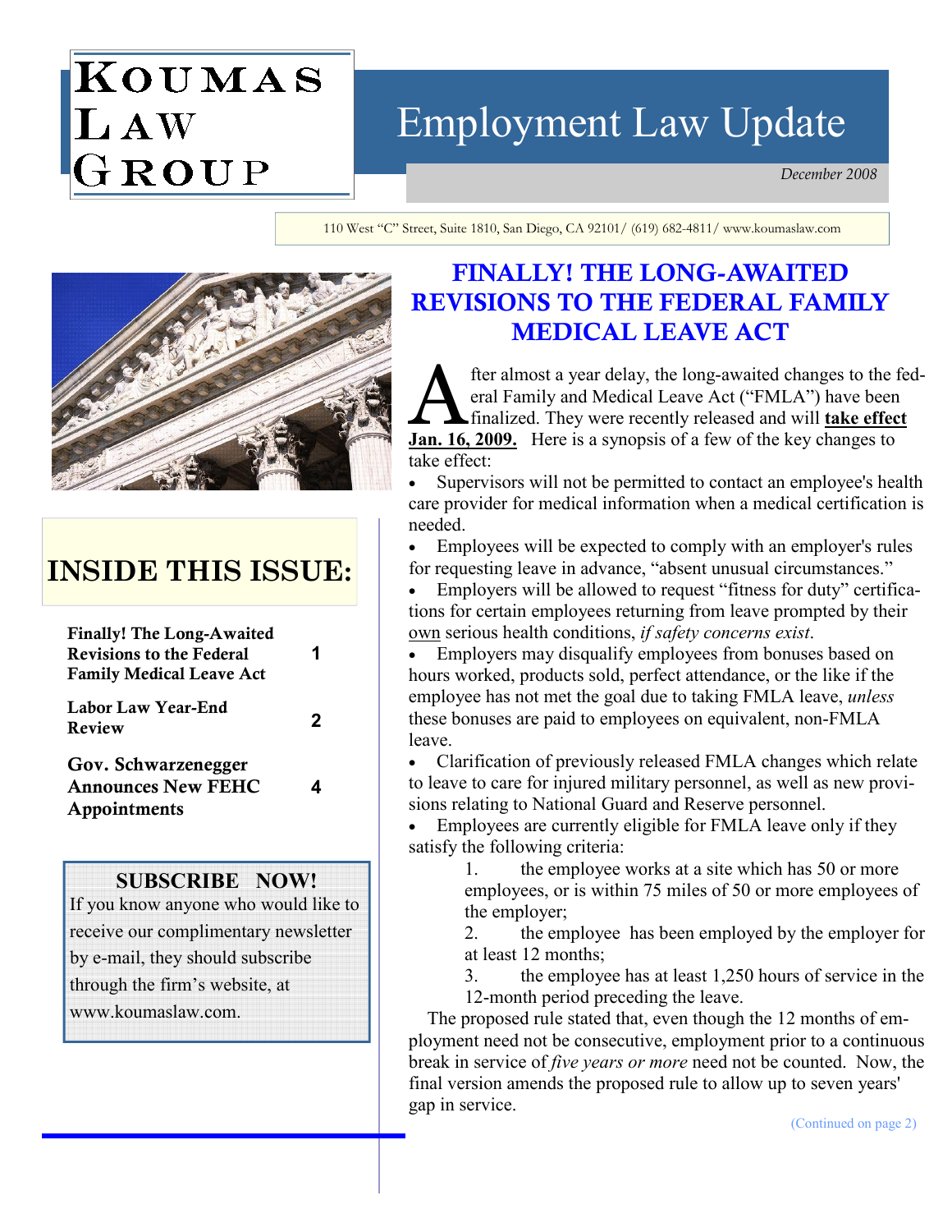# KOUMAS LAW GROUP

# Employment Law Update

*December 2008*

110 West "C" Street, Suite 1810, San Diego, CA 92101/ (619) 682-4811/ www.koumaslaw.com

## INSIDE THIS ISSUE:

| | |
|---|---|
| **Finally! The Long-Awaited Revisions to the Federal Family Medical Leave Act** | **1** |
| **Labor Law Year-End Review** | **2** |
| **Gov. Schwarzenegger Announces New FEHC Appointments** | **4** |

**SUBSCRIBE NOW!**

If you know anyone who would like to receive our complimentary newsletter by e-mail, they should subscribe through the firm's website, at www.koumaslaw.com.

## FINALLY! THE LONG-AWAITED REVISIONS TO THE FEDERAL FAMILY MEDICAL LEAVE ACT

After almost a year delay, the long-awaited changes to the federal Family and Medical Leave Act ("FMLA") have been finalized. They were recently released and will **take effect Jan. 16, 2009.** Here is a synopsis of a few of the key changes to take effect:

- Supervisors will not be permitted to contact an employee's health care provider for medical information when a medical certification is needed.
- Employees will be expected to comply with an employer's rules for requesting leave in advance, "absent unusual circumstances."
- Employers will be allowed to request "fitness for duty" certifications for certain employees returning from leave prompted by their own serious health conditions, *if safety concerns exist*.
- Employers may disqualify employees from bonuses based on hours worked, products sold, perfect attendance, or the like if the employee has not met the goal due to taking FMLA leave, *unless* these bonuses are paid to employees on equivalent, non-FMLA leave.
- Clarification of previously released FMLA changes which relate to leave to care for injured military personnel, as well as new provisions relating to National Guard and Reserve personnel.
- Employees are currently eligible for FMLA leave only if they satisfy the following criteria:
  1. the employee works at a site which has 50 or more employees, or is within 75 miles of 50 or more employees of the employer;
  2. the employee has been employed by the employer for at least 12 months;
  3. the employee has at least 1,250 hours of service in the 12-month period preceding the leave.

The proposed rule stated that, even though the 12 months of employment need not be consecutive, employment prior to a continuous break in service of *five years or more* need not be counted. Now, the final version amends the proposed rule to allow up to seven years' gap in service.

(Continued on page 2)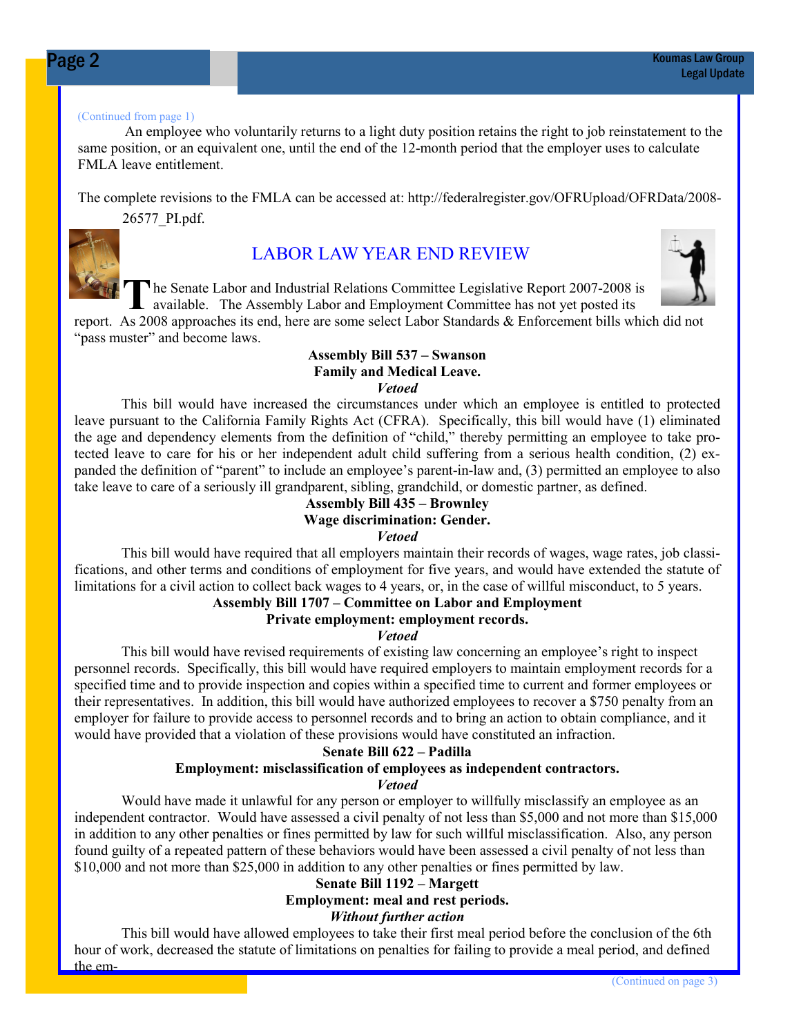(Continued from page 1)

An employee who voluntarily returns to a light duty position retains the right to job reinstatement to the same position, or an equivalent one, until the end of the 12-month period that the employer uses to calculate FMLA leave entitlement.

The complete revisions to the FMLA can be accessed at: http://federalregister.gov/OFRUpload/OFRData/2008-26577_PI.pdf.

## LABOR LAW YEAR END REVIEW

The Senate Labor and Industrial Relations Committee Legislative Report 2007-2008 is available. The Assembly Labor and Employment Committee has not yet posted its report. As 2008 approaches its end, here are some select Labor Standards & Enforcement bills which did not "pass muster" and become laws.

**Assembly Bill 537 – Swanson**
**Family and Medical Leave.**
***Vetoed***

This bill would have increased the circumstances under which an employee is entitled to protected leave pursuant to the California Family Rights Act (CFRA). Specifically, this bill would have (1) eliminated the age and dependency elements from the definition of "child," thereby permitting an employee to take protected leave to care for his or her independent adult child suffering from a serious health condition, (2) expanded the definition of "parent" to include an employee's parent-in-law and, (3) permitted an employee to also take leave to care of a seriously ill grandparent, sibling, grandchild, or domestic partner, as defined.

**Assembly Bill 435 – Brownley**
**Wage discrimination: Gender.**
***Vetoed***

This bill would have required that all employers maintain their records of wages, wage rates, job classifications, and other terms and conditions of employment for five years, and would have extended the statute of limitations for a civil action to collect back wages to 4 years, or, in the case of willful misconduct, to 5 years.

**Assembly Bill 1707 – Committee on Labor and Employment**
**Private employment: employment records.**
***Vetoed***

This bill would have revised requirements of existing law concerning an employee's right to inspect personnel records. Specifically, this bill would have required employers to maintain employment records for a specified time and to provide inspection and copies within a specified time to current and former employees or their representatives. In addition, this bill would have authorized employees to recover a $750 penalty from an employer for failure to provide access to personnel records and to bring an action to obtain compliance, and it would have provided that a violation of these provisions would have constituted an infraction.

**Senate Bill 622 – Padilla**
**Employment: misclassification of employees as independent contractors.**
***Vetoed***

Would have made it unlawful for any person or employer to willfully misclassify an employee as an independent contractor. Would have assessed a civil penalty of not less than $5,000 and not more than $15,000 in addition to any other penalties or fines permitted by law for such willful misclassification. Also, any person found guilty of a repeated pattern of these behaviors would have been assessed a civil penalty of not less than $10,000 and not more than $25,000 in addition to any other penalties or fines permitted by law.

**Senate Bill 1192 – Margett**
**Employment: meal and rest periods.**
***Without further action***

This bill would have allowed employees to take their first meal period before the conclusion of the 6th hour of work, decreased the statute of limitations on penalties for failing to provide a meal period, and defined the em-

(Continued on page 3)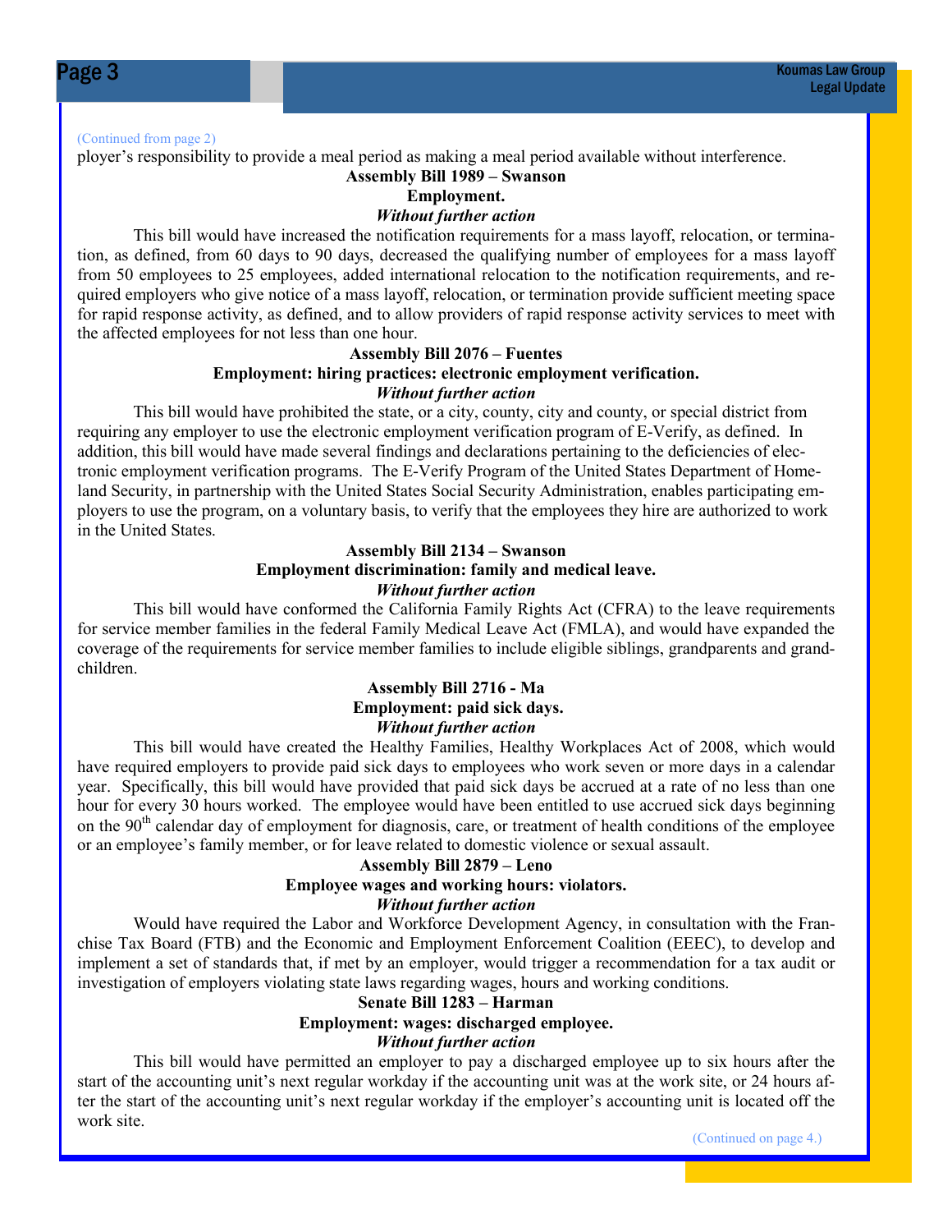(Continued from page 2)

ployer's responsibility to provide a meal period as making a meal period available without interference.

**Assembly Bill 1989 – Swanson**

**Employment.**

***Without further action***

This bill would have increased the notification requirements for a mass layoff, relocation, or termination, as defined, from 60 days to 90 days, decreased the qualifying number of employees for a mass layoff from 50 employees to 25 employees, added international relocation to the notification requirements, and required employers who give notice of a mass layoff, relocation, or termination provide sufficient meeting space for rapid response activity, as defined, and to allow providers of rapid response activity services to meet with the affected employees for not less than one hour.

**Assembly Bill 2076 – Fuentes**

**Employment: hiring practices: electronic employment verification.**

***Without further action***

This bill would have prohibited the state, or a city, county, city and county, or special district from requiring any employer to use the electronic employment verification program of E-Verify, as defined. In addition, this bill would have made several findings and declarations pertaining to the deficiencies of electronic employment verification programs. The E-Verify Program of the United States Department of Homeland Security, in partnership with the United States Social Security Administration, enables participating employers to use the program, on a voluntary basis, to verify that the employees they hire are authorized to work in the United States.

**Assembly Bill 2134 – Swanson**

**Employment discrimination: family and medical leave.**

***Without further action***

This bill would have conformed the California Family Rights Act (CFRA) to the leave requirements for service member families in the federal Family Medical Leave Act (FMLA), and would have expanded the coverage of the requirements for service member families to include eligible siblings, grandparents and grandchildren.

**Assembly Bill 2716 - Ma**

**Employment: paid sick days.**

***Without further action***

This bill would have created the Healthy Families, Healthy Workplaces Act of 2008, which would have required employers to provide paid sick days to employees who work seven or more days in a calendar year. Specifically, this bill would have provided that paid sick days be accrued at a rate of no less than one hour for every 30 hours worked. The employee would have been entitled to use accrued sick days beginning on the 90th calendar day of employment for diagnosis, care, or treatment of health conditions of the employee or an employee's family member, or for leave related to domestic violence or sexual assault.

**Assembly Bill 2879 – Leno**

**Employee wages and working hours: violators.**

***Without further action***

Would have required the Labor and Workforce Development Agency, in consultation with the Franchise Tax Board (FTB) and the Economic and Employment Enforcement Coalition (EEEC), to develop and implement a set of standards that, if met by an employer, would trigger a recommendation for a tax audit or investigation of employers violating state laws regarding wages, hours and working conditions.

**Senate Bill 1283 – Harman**

**Employment: wages: discharged employee.**

***Without further action***

This bill would have permitted an employer to pay a discharged employee up to six hours after the start of the accounting unit's next regular workday if the accounting unit was at the work site, or 24 hours after the start of the accounting unit's next regular workday if the employer's accounting unit is located off the work site.

(Continued on page 4.)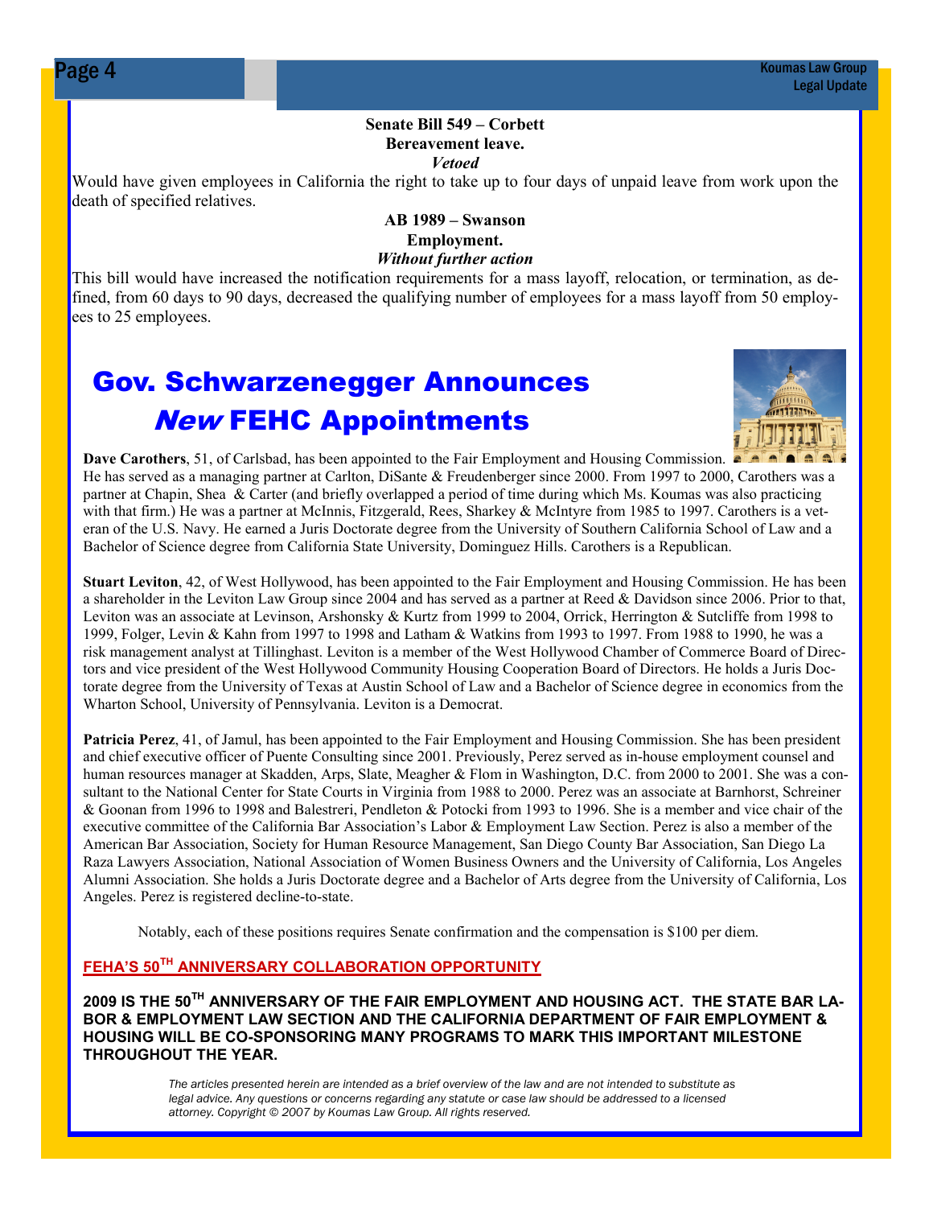**Senate Bill 549 – Corbett**
**Bereavement leave.**
***Vetoed***

Would have given employees in California the right to take up to four days of unpaid leave from work upon the death of specified relatives.

**AB 1989 – Swanson**
**Employment.**
***Without further action***

This bill would have increased the notification requirements for a mass layoff, relocation, or termination, as defined, from 60 days to 90 days, decreased the qualifying number of employees for a mass layoff from 50 employees to 25 employees.

## Gov. Schwarzenegger Announces *New* FEHC Appointments

**Dave Carothers**, 51, of Carlsbad, has been appointed to the Fair Employment and Housing Commission. He has served as a managing partner at Carlton, DiSante & Freudenberger since 2000. From 1997 to 2000, Carothers was a partner at Chapin, Shea & Carter (and briefly overlapped a period of time during which Ms. Koumas was also practicing with that firm.) He was a partner at McInnis, Fitzgerald, Rees, Sharkey & McIntyre from 1985 to 1997. Carothers is a veteran of the U.S. Navy. He earned a Juris Doctorate degree from the University of Southern California School of Law and a Bachelor of Science degree from California State University, Dominguez Hills. Carothers is a Republican.

**Stuart Leviton**, 42, of West Hollywood, has been appointed to the Fair Employment and Housing Commission. He has been a shareholder in the Leviton Law Group since 2004 and has served as a partner at Reed & Davidson since 2006. Prior to that, Leviton was an associate at Levinson, Arshonsky & Kurtz from 1999 to 2004, Orrick, Herrington & Sutcliffe from 1998 to 1999, Folger, Levin & Kahn from 1997 to 1998 and Latham & Watkins from 1993 to 1997. From 1988 to 1990, he was a risk management analyst at Tillinghast. Leviton is a member of the West Hollywood Chamber of Commerce Board of Directors and vice president of the West Hollywood Community Housing Cooperation Board of Directors. He holds a Juris Doctorate degree from the University of Texas at Austin School of Law and a Bachelor of Science degree in economics from the Wharton School, University of Pennsylvania. Leviton is a Democrat.

**Patricia Perez**, 41, of Jamul, has been appointed to the Fair Employment and Housing Commission. She has been president and chief executive officer of Puente Consulting since 2001. Previously, Perez served as in-house employment counsel and human resources manager at Skadden, Arps, Slate, Meagher & Flom in Washington, D.C. from 2000 to 2001. She was a consultant to the National Center for State Courts in Virginia from 1988 to 2000. Perez was an associate at Barnhorst, Schreiner & Goonan from 1996 to 1998 and Balestreri, Pendleton & Potocki from 1993 to 1996. She is a member and vice chair of the executive committee of the California Bar Association's Labor & Employment Law Section. Perez is also a member of the American Bar Association, Society for Human Resource Management, San Diego County Bar Association, San Diego La Raza Lawyers Association, National Association of Women Business Owners and the University of California, Los Angeles Alumni Association. She holds a Juris Doctorate degree and a Bachelor of Arts degree from the University of California, Los Angeles. Perez is registered decline-to-state.

Notably, each of these positions requires Senate confirmation and the compensation is $100 per diem.

### FEHA'S 50TH ANNIVERSARY COLLABORATION OPPORTUNITY

**2009 IS THE 50TH ANNIVERSARY OF THE FAIR EMPLOYMENT AND HOUSING ACT. THE STATE BAR LABOR & EMPLOYMENT LAW SECTION AND THE CALIFORNIA DEPARTMENT OF FAIR EMPLOYMENT & HOUSING WILL BE CO-SPONSORING MANY PROGRAMS TO MARK THIS IMPORTANT MILESTONE THROUGHOUT THE YEAR.**

*The articles presented herein are intended as a brief overview of the law and are not intended to substitute as legal advice. Any questions or concerns regarding any statute or case law should be addressed to a licensed attorney. Copyright © 2007 by Koumas Law Group. All rights reserved.*